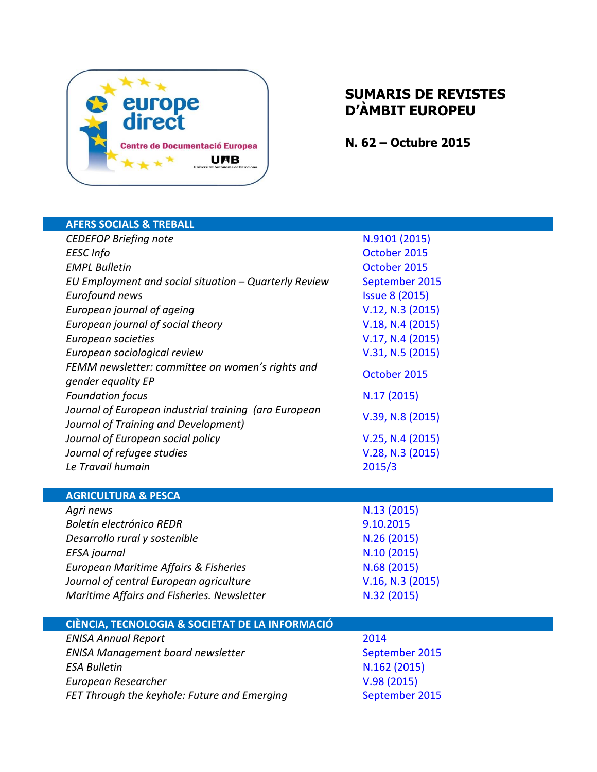# SUMARIS DE REVISTES D'ÀMBIT EUROPEU

**N. 62 – Octubre 2015**

## AFERS SOCIALS & TREBALL

| | |
|---|---|
| *CEDEFOP Briefing note* | N.9101 (2015) |
| *EESC Info* | October 2015 |
| *EMPL Bulletin* | October 2015 |
| *EU Employment and social situation – Quarterly Review* | September 2015 |
| *Eurofound news* | Issue 8 (2015) |
| *European journal of ageing* | V.12, N.3 (2015) |
| *European journal of social theory* | V.18, N.4 (2015) |
| *European societies* | V.17, N.4 (2015) |
| *European sociological review* | V.31, N.5 (2015) |
| *FEMM newsletter: committee on women's rights and gender equality EP* | October 2015 |
| *Foundation focus* | N.17 (2015) |
| *Journal of European industrial training (ara European Journal of Training and Development)* | V.39, N.8 (2015) |
| *Journal of European social policy* | V.25, N.4 (2015) |
| *Journal of refugee studies* | V.28, N.3 (2015) |
| *Le Travail humain* | 2015/3 |

## AGRICULTURA & PESCA

| | |
|---|---|
| *Agri news* | N.13 (2015) |
| *Boletín electrónico REDR* | 9.10.2015 |
| *Desarrollo rural y sostenible* | N.26 (2015) |
| *EFSA journal* | N.10 (2015) |
| *European Maritime Affairs & Fisheries* | N.68 (2015) |
| *Journal of central European agriculture* | V.16, N.3 (2015) |
| *Maritime Affairs and Fisheries. Newsletter* | N.32 (2015) |

## CIÈNCIA, TECNOLOGIA & SOCIETAT DE LA INFORMACIÓ

| | |
|---|---|
| *ENISA Annual Report* | 2014 |
| *ENISA Management board newsletter* | September 2015 |
| *ESA Bulletin* | N.162 (2015) |
| *European Researcher* | V.98 (2015) |
| *FET Through the keyhole: Future and Emerging* | September 2015 |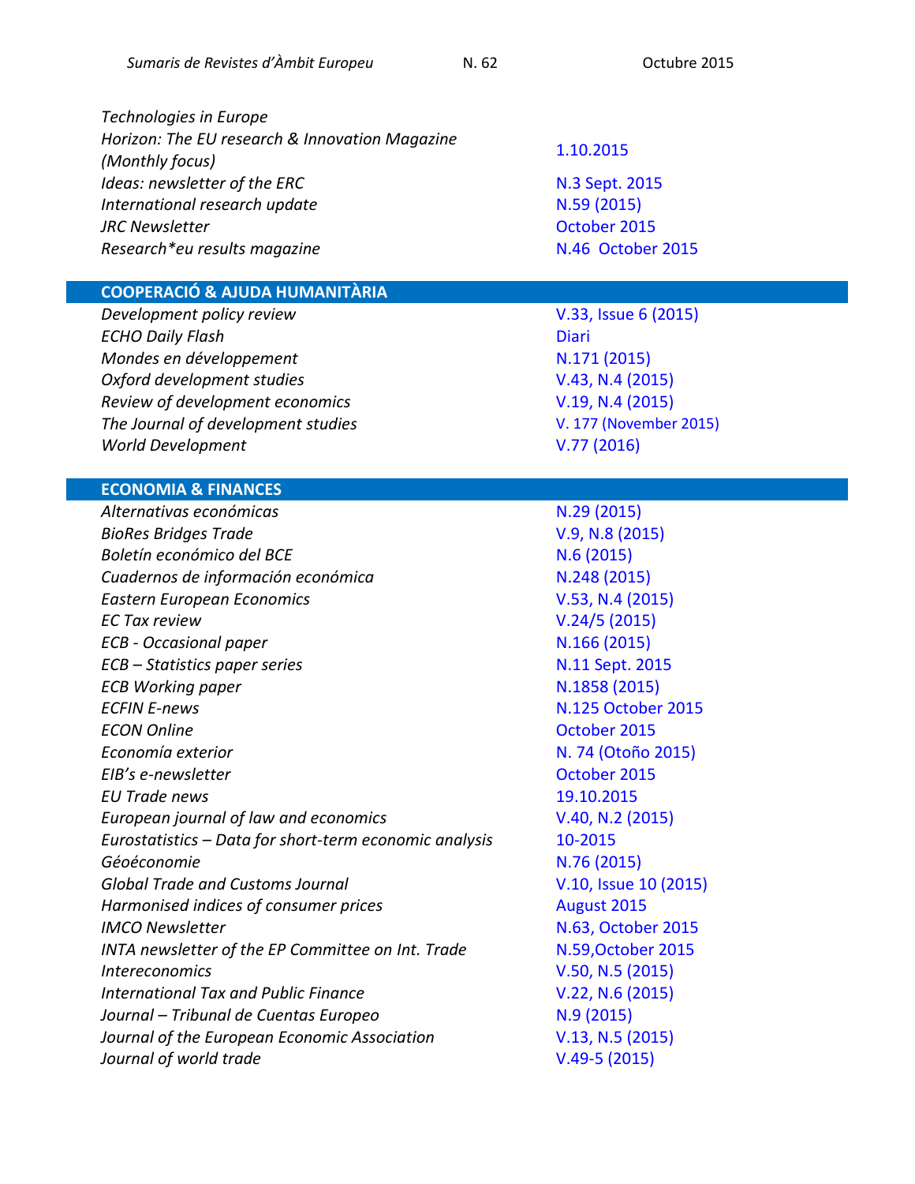| | |
|---|---|
| *Technologies in Europe* | |
| *Horizon: The EU research & Innovation Magazine (Monthly focus)* | 1.10.2015 |
| *Ideas: newsletter of the ERC* | N.3 Sept. 2015 |
| *International research update* | N.59 (2015) |
| *JRC Newsletter* | October 2015 |
| *Research*eu results magazine* | N.46 October 2015 |

## COOPERACIÓ & AJUDA HUMANITÀRIA

| | |
|---|---|
| *Development policy review* | V.33, Issue 6 (2015) |
| *ECHO Daily Flash* | Diari |
| *Mondes en développement* | N.171 (2015) |
| *Oxford development studies* | V.43, N.4 (2015) |
| *Review of development economics* | V.19, N.4 (2015) |
| *The Journal of development studies* | V. 177 (November 2015) |
| *World Development* | V.77 (2016) |

## ECONOMIA & FINANCES

| | |
|---|---|
| *Alternativas económicas* | N.29 (2015) |
| *BioRes Bridges Trade* | V.9, N.8 (2015) |
| *Boletín económico del BCE* | N.6 (2015) |
| *Cuadernos de información económica* | N.248 (2015) |
| *Eastern European Economics* | V.53, N.4 (2015) |
| *EC Tax review* | V.24/5 (2015) |
| *ECB - Occasional paper* | N.166 (2015) |
| *ECB – Statistics paper series* | N.11 Sept. 2015 |
| *ECB Working paper* | N.1858 (2015) |
| *ECFIN E-news* | N.125 October 2015 |
| *ECON Online* | October 2015 |
| *Economía exterior* | N. 74 (Otoño 2015) |
| *EIB's e-newsletter* | October 2015 |
| *EU Trade news* | 19.10.2015 |
| *European journal of law and economics* | V.40, N.2 (2015) |
| *Eurostatistics – Data for short-term economic analysis* | 10-2015 |
| *Géoéconomie* | N.76 (2015) |
| *Global Trade and Customs Journal* | V.10, Issue 10 (2015) |
| *Harmonised indices of consumer prices* | August 2015 |
| *IMCO Newsletter* | N.63, October 2015 |
| *INTA newsletter of the EP Committee on Int. Trade* | N.59,October 2015 |
| *Intereconomics* | V.50, N.5 (2015) |
| *International Tax and Public Finance* | V.22, N.6 (2015) |
| *Journal – Tribunal de Cuentas Europeo* | N.9 (2015) |
| *Journal of the European Economic Association* | V.13, N.5 (2015) |
| *Journal of world trade* | V.49-5 (2015) |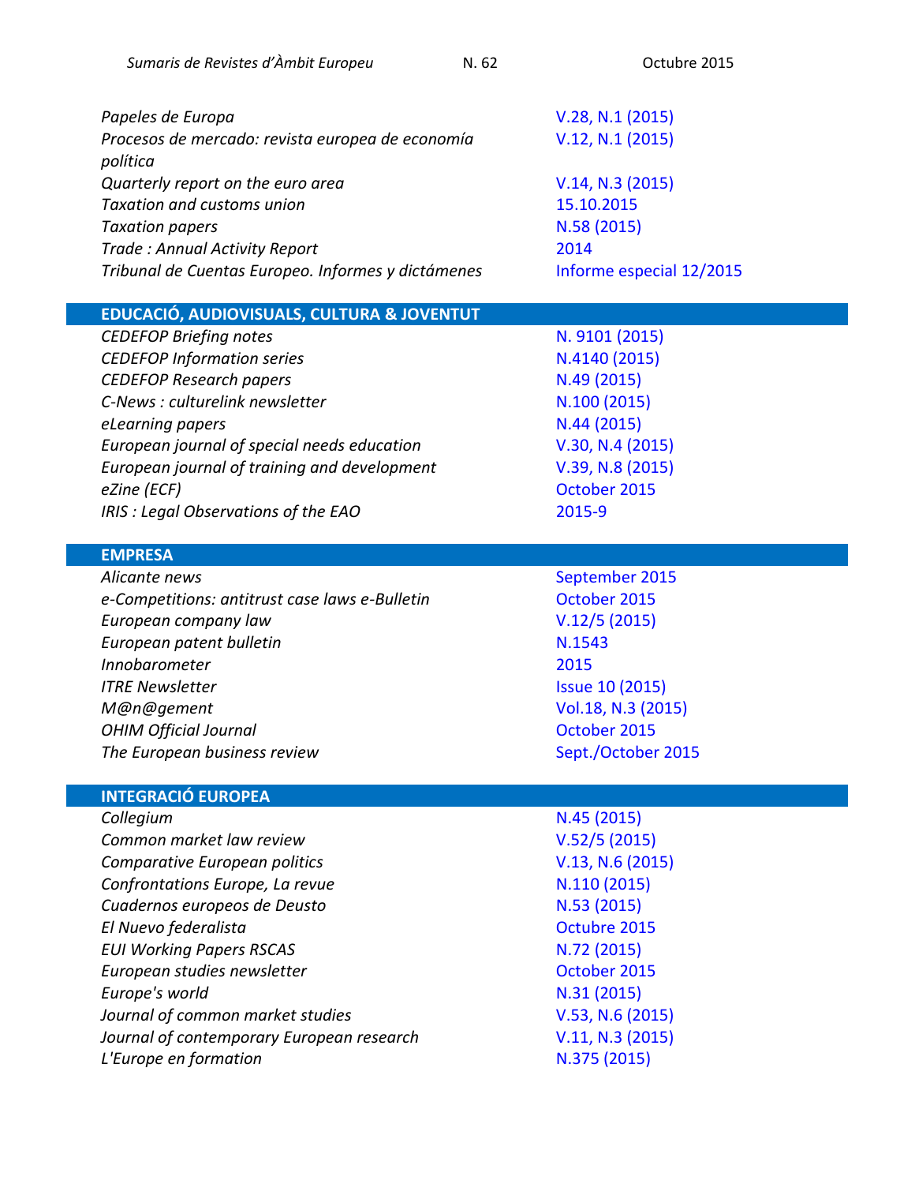| | |
|---|---|
| *Papeles de Europa* | V.28, N.1 (2015) |
| *Procesos de mercado: revista europea de economía política* | V.12, N.1 (2015) |
| *Quarterly report on the euro area* | V.14, N.3 (2015) |
| *Taxation and customs union* | 15.10.2015 |
| *Taxation papers* | N.58 (2015) |
| *Trade : Annual Activity Report* | 2014 |
| *Tribunal de Cuentas Europeo. Informes y dictámenes* | Informe especial 12/2015 |

## EDUCACIÓ, AUDIOVISUALS, CULTURA & JOVENTUT

| | |
|---|---|
| *CEDEFOP Briefing notes* | N. 9101 (2015) |
| *CEDEFOP Information series* | N.4140 (2015) |
| *CEDEFOP Research papers* | N.49 (2015) |
| *C-News : culturelink newsletter* | N.100 (2015) |
| *eLearning papers* | N.44 (2015) |
| *European journal of special needs education* | V.30, N.4 (2015) |
| *European journal of training and development* | V.39, N.8 (2015) |
| *eZine (ECF)* | October 2015 |
| *IRIS : Legal Observations of the EAO* | 2015-9 |

## EMPRESA

| | |
|---|---|
| *Alicante news* | September 2015 |
| *e-Competitions: antitrust case laws e-Bulletin* | October 2015 |
| *European company law* | V.12/5 (2015) |
| *European patent bulletin* | N.1543 |
| *Innobarometer* | 2015 |
| *ITRE Newsletter* | Issue 10 (2015) |
| *M@n@gement* | Vol.18, N.3 (2015) |
| *OHIM Official Journal* | October 2015 |
| *The European business review* | Sept./October 2015 |

## INTEGRACIÓ EUROPEA

| | |
|---|---|
| *Collegium* | N.45 (2015) |
| *Common market law review* | V.52/5 (2015) |
| *Comparative European politics* | V.13, N.6 (2015) |
| *Confrontations Europe, La revue* | N.110 (2015) |
| *Cuadernos europeos de Deusto* | N.53 (2015) |
| *El Nuevo federalista* | Octubre 2015 |
| *EUI Working Papers RSCAS* | N.72 (2015) |
| *European studies newsletter* | October 2015 |
| *Europe's world* | N.31 (2015) |
| *Journal of common market studies* | V.53, N.6 (2015) |
| *Journal of contemporary European research* | V.11, N.3 (2015) |
| *L'Europe en formation* | N.375 (2015) |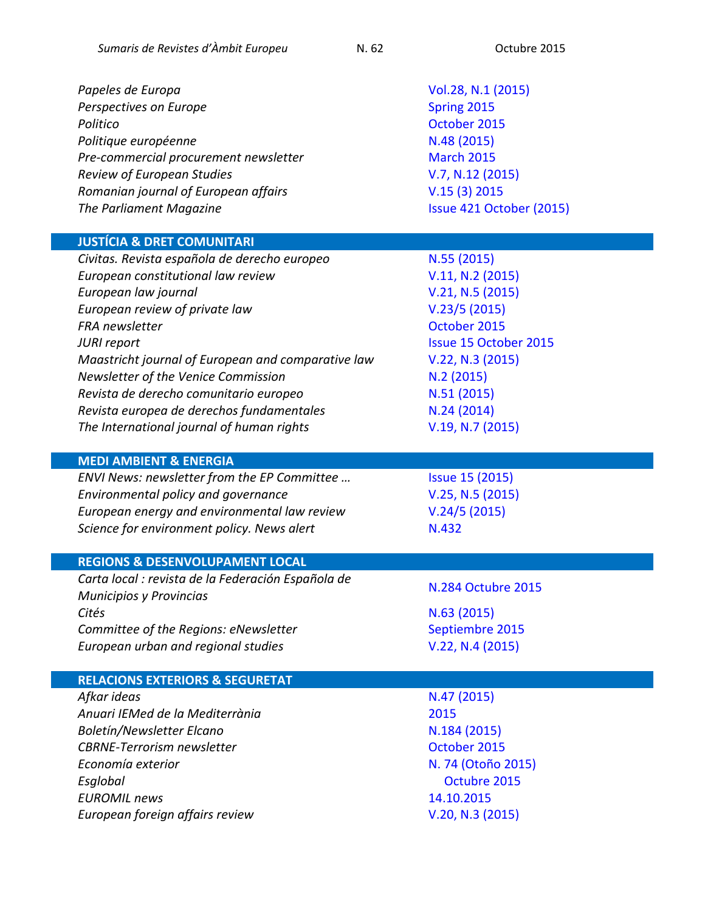| | |
|---|---|
| *Papeles de Europa* | Vol.28, N.1 (2015) |
| *Perspectives on Europe* | Spring 2015 |
| *Politico* | October 2015 |
| *Politique européenne* | N.48 (2015) |
| *Pre-commercial procurement newsletter* | March 2015 |
| *Review of European Studies* | V.7, N.12 (2015) |
| *Romanian journal of European affairs* | V.15 (3) 2015 |
| *The Parliament Magazine* | Issue 421 October (2015) |

## JUSTÍCIA & DRET COMUNITARI

| | |
|---|---|
| *Civitas. Revista española de derecho europeo* | N.55 (2015) |
| *European constitutional law review* | V.11, N.2 (2015) |
| *European law journal* | V.21, N.5 (2015) |
| *European review of private law* | V.23/5 (2015) |
| *FRA newsletter* | October 2015 |
| *JURI report* | Issue 15 October 2015 |
| *Maastricht journal of European and comparative law* | V.22, N.3 (2015) |
| *Newsletter of the Venice Commission* | N.2 (2015) |
| *Revista de derecho comunitario europeo* | N.51 (2015) |
| *Revista europea de derechos fundamentales* | N.24 (2014) |
| *The International journal of human rights* | V.19, N.7 (2015) |

## MEDI AMBIENT & ENERGIA

| | |
|---|---|
| *ENVI News: newsletter from the EP Committee …* | Issue 15 (2015) |
| *Environmental policy and governance* | V.25, N.5 (2015) |
| *European energy and environmental law review* | V.24/5 (2015) |
| *Science for environment policy. News alert* | N.432 |

## REGIONS & DESENVOLUPAMENT LOCAL

| | |
|---|---|
| *Carta local : revista de la Federación Española de Municipios y Provincias* | N.284 Octubre 2015 |
| *Cités* | N.63 (2015) |
| *Committee of the Regions: eNewsletter* | Septiembre 2015 |
| *European urban and regional studies* | V.22, N.4 (2015) |

## RELACIONS EXTERIORS & SEGURETAT

| | |
|---|---|
| *Afkar ideas* | N.47 (2015) |
| *Anuari IEMed de la Mediterrània* | 2015 |
| *Boletín/Newsletter Elcano* | N.184 (2015) |
| *CBRNE-Terrorism newsletter* | October 2015 |
| *Economía exterior* | N. 74 (Otoño 2015) |
| *Esglobal* | Octubre 2015 |
| *EUROMIL news* | 14.10.2015 |
| *European foreign affairs review* | V.20, N.3 (2015) |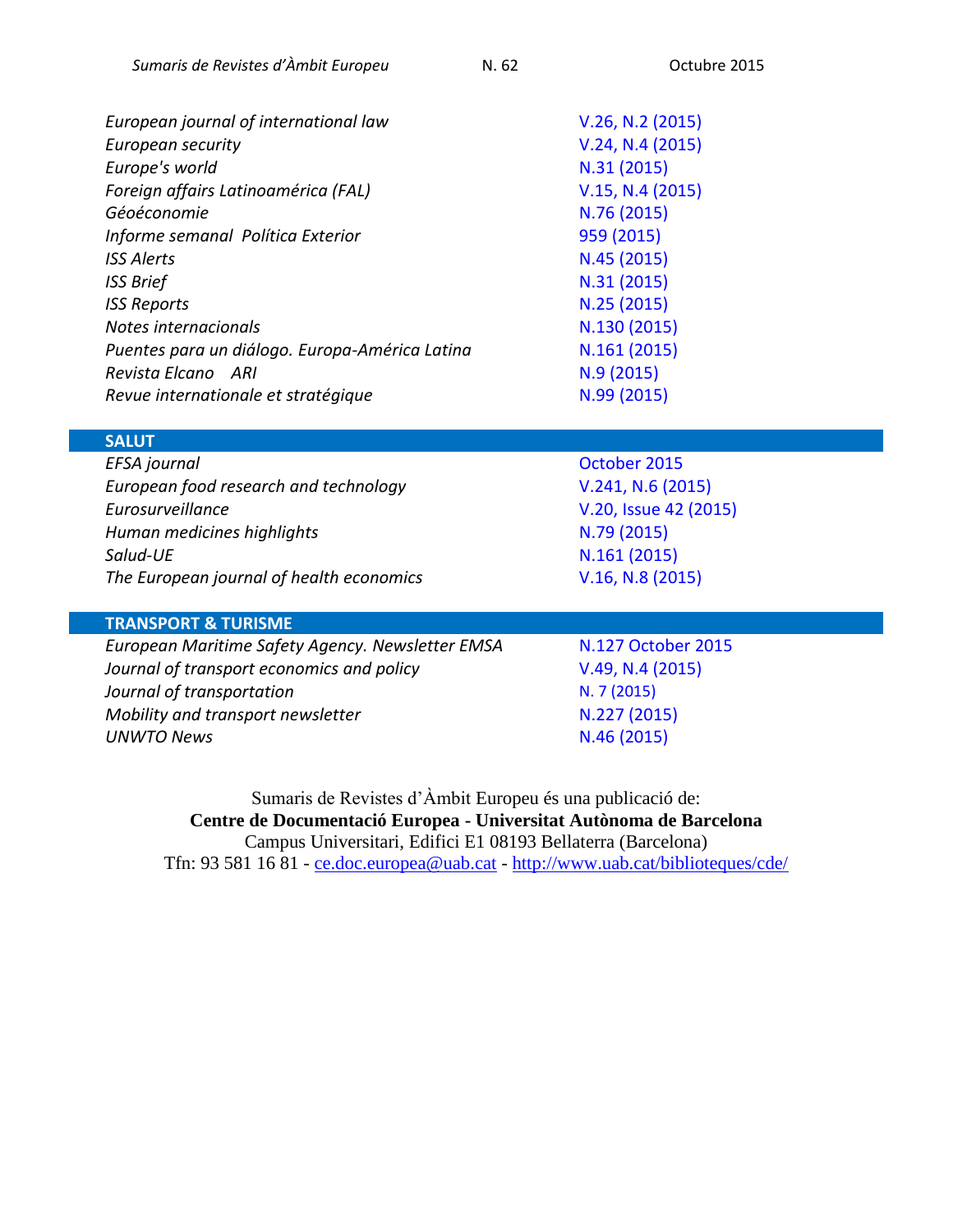| | |
|---|---|
| *European journal of international law* | V.26, N.2 (2015) |
| *European security* | V.24, N.4 (2015) |
| *Europe's world* | N.31 (2015) |
| *Foreign affairs Latinoamérica (FAL)* | V.15, N.4 (2015) |
| *Géoéconomie* | N.76 (2015) |
| *Informe semanal Política Exterior* | 959 (2015) |
| *ISS Alerts* | N.45 (2015) |
| *ISS Brief* | N.31 (2015) |
| *ISS Reports* | N.25 (2015) |
| *Notes internacionals* | N.130 (2015) |
| *Puentes para un diálogo. Europa-América Latina* | N.161 (2015) |
| *Revista Elcano ARI* | N.9 (2015) |
| *Revue internationale et stratégique* | N.99 (2015) |

## SALUT

| | |
|---|---|
| *EFSA journal* | October 2015 |
| *European food research and technology* | V.241, N.6 (2015) |
| *Eurosurveillance* | V.20, Issue 42 (2015) |
| *Human medicines highlights* | N.79 (2015) |
| *Salud-UE* | N.161 (2015) |
| *The European journal of health economics* | V.16, N.8 (2015) |

## TRANSPORT & TURISME

| | |
|---|---|
| *European Maritime Safety Agency. Newsletter EMSA* | N.127 October 2015 |
| *Journal of transport economics and policy* | V.49, N.4 (2015) |
| *Journal of transportation* | N. 7 (2015) |
| *Mobility and transport newsletter* | N.227 (2015) |
| *UNWTO News* | N.46 (2015) |

Sumaris de Revistes d'Àmbit Europeu és una publicació de:

**Centre de Documentació Europea - Universitat Autònoma de Barcelona**

Campus Universitari, Edifici E1 08193 Bellaterra (Barcelona)

Tfn: 93 581 16 81 - ce.doc.europea@uab.cat - http://www.uab.cat/biblioteques/cde/